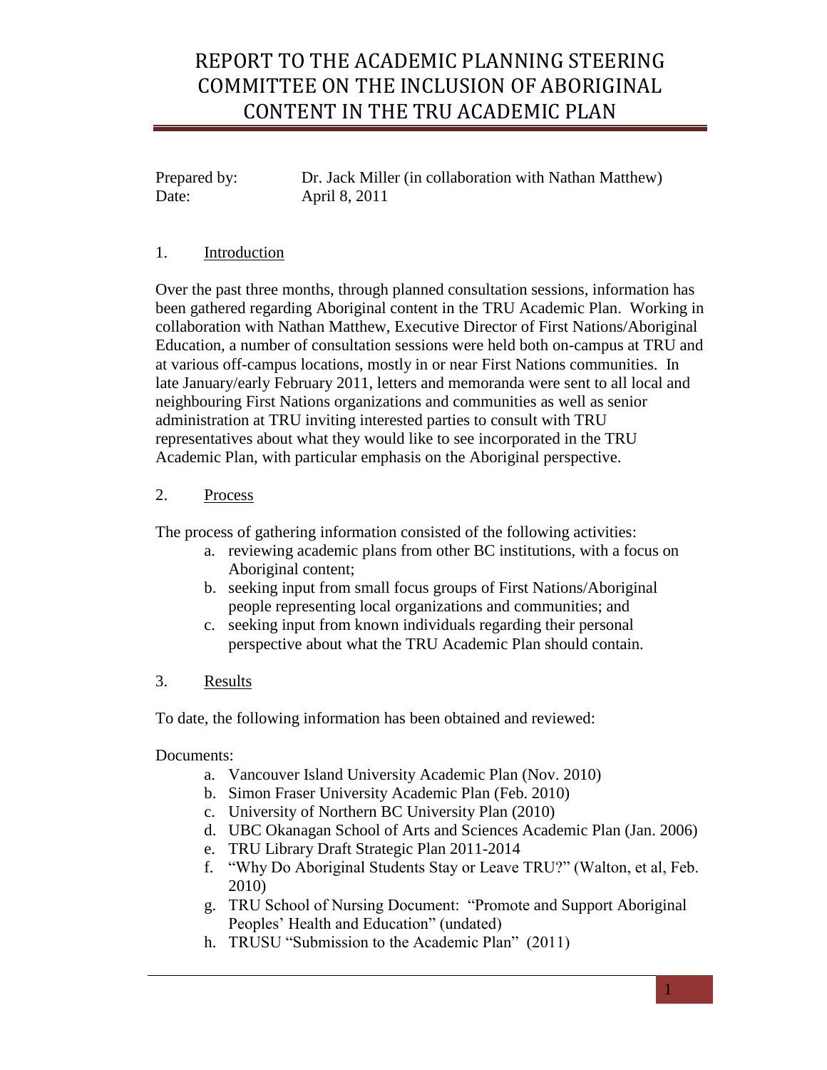# REPORT TO THE ACADEMIC PLANNING STEERING COMMITTEE ON THE INCLUSION OF ABORIGINAL CONTENT IN THE TRU ACADEMIC PLAN

Prepared by: Dr. Jack Miller (in collaboration with Nathan Matthew)
Date: April 8, 2011

## 1. Introduction

Over the past three months, through planned consultation sessions, information has been gathered regarding Aboriginal content in the TRU Academic Plan. Working in collaboration with Nathan Matthew, Executive Director of First Nations/Aboriginal Education, a number of consultation sessions were held both on-campus at TRU and at various off-campus locations, mostly in or near First Nations communities. In late January/early February 2011, letters and memoranda were sent to all local and neighbouring First Nations organizations and communities as well as senior administration at TRU inviting interested parties to consult with TRU representatives about what they would like to see incorporated in the TRU Academic Plan, with particular emphasis on the Aboriginal perspective.

## 2. Process

The process of gathering information consisted of the following activities:

a. reviewing academic plans from other BC institutions, with a focus on Aboriginal content;
b. seeking input from small focus groups of First Nations/Aboriginal people representing local organizations and communities; and
c. seeking input from known individuals regarding their personal perspective about what the TRU Academic Plan should contain.

## 3. Results

To date, the following information has been obtained and reviewed:

Documents:

a. Vancouver Island University Academic Plan (Nov. 2010)
b. Simon Fraser University Academic Plan (Feb. 2010)
c. University of Northern BC University Plan (2010)
d. UBC Okanagan School of Arts and Sciences Academic Plan (Jan. 2006)
e. TRU Library Draft Strategic Plan 2011-2014
f. "Why Do Aboriginal Students Stay or Leave TRU?" (Walton, et al, Feb. 2010)
g. TRU School of Nursing Document: "Promote and Support Aboriginal Peoples' Health and Education" (undated)
h. TRUSU "Submission to the Academic Plan" (2011)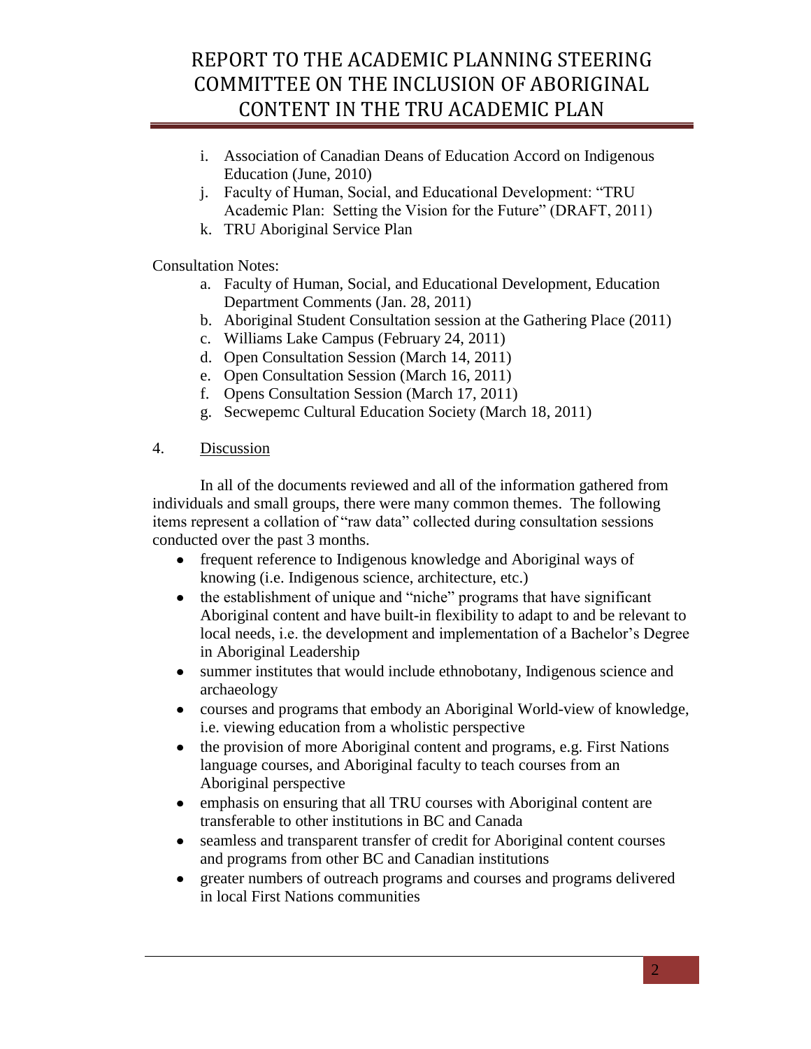i. Association of Canadian Deans of Education Accord on Indigenous Education (June, 2010)
j. Faculty of Human, Social, and Educational Development: "TRU Academic Plan: Setting the Vision for the Future" (DRAFT, 2011)
k. TRU Aboriginal Service Plan

Consultation Notes:

a. Faculty of Human, Social, and Educational Development, Education Department Comments (Jan. 28, 2011)
b. Aboriginal Student Consultation session at the Gathering Place (2011)
c. Williams Lake Campus (February 24, 2011)
d. Open Consultation Session (March 14, 2011)
e. Open Consultation Session (March 16, 2011)
f. Opens Consultation Session (March 17, 2011)
g. Secwepemc Cultural Education Society (March 18, 2011)

## 4. Discussion

In all of the documents reviewed and all of the information gathered from individuals and small groups, there were many common themes. The following items represent a collation of "raw data" collected during consultation sessions conducted over the past 3 months.

- frequent reference to Indigenous knowledge and Aboriginal ways of knowing (i.e. Indigenous science, architecture, etc.)
- the establishment of unique and "niche" programs that have significant Aboriginal content and have built-in flexibility to adapt to and be relevant to local needs, i.e. the development and implementation of a Bachelor's Degree in Aboriginal Leadership
- summer institutes that would include ethnobotany, Indigenous science and archaeology
- courses and programs that embody an Aboriginal World-view of knowledge, i.e. viewing education from a wholistic perspective
- the provision of more Aboriginal content and programs, e.g. First Nations language courses, and Aboriginal faculty to teach courses from an Aboriginal perspective
- emphasis on ensuring that all TRU courses with Aboriginal content are transferable to other institutions in BC and Canada
- seamless and transparent transfer of credit for Aboriginal content courses and programs from other BC and Canadian institutions
- greater numbers of outreach programs and courses and programs delivered in local First Nations communities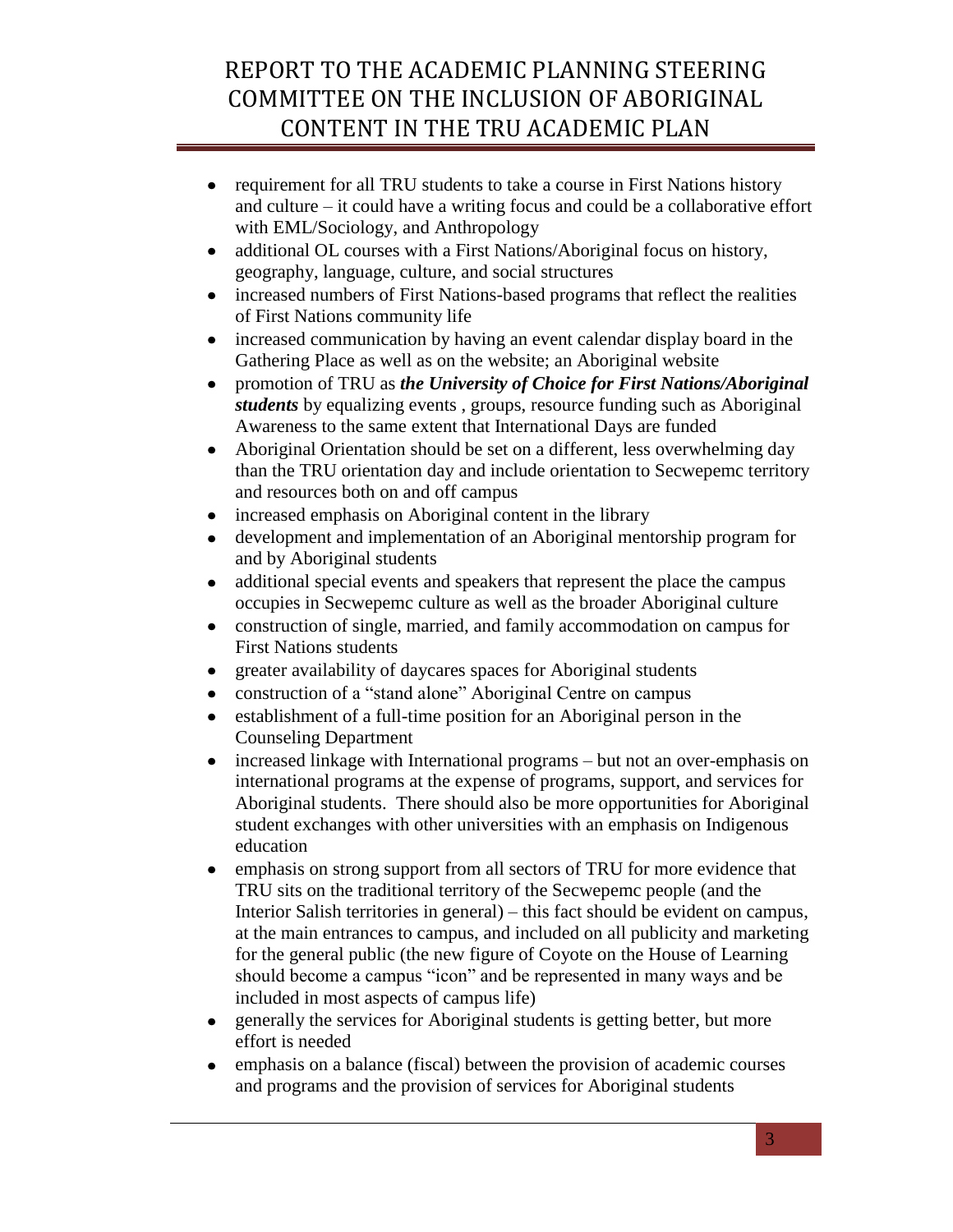- requirement for all TRU students to take a course in First Nations history and culture – it could have a writing focus and could be a collaborative effort with EML/Sociology, and Anthropology
- additional OL courses with a First Nations/Aboriginal focus on history, geography, language, culture, and social structures
- increased numbers of First Nations-based programs that reflect the realities of First Nations community life
- increased communication by having an event calendar display board in the Gathering Place as well as on the website; an Aboriginal website
- promotion of TRU as ***the University of Choice for First Nations/Aboriginal students*** by equalizing events , groups, resource funding such as Aboriginal Awareness to the same extent that International Days are funded
- Aboriginal Orientation should be set on a different, less overwhelming day than the TRU orientation day and include orientation to Secwepemc territory and resources both on and off campus
- increased emphasis on Aboriginal content in the library
- development and implementation of an Aboriginal mentorship program for and by Aboriginal students
- additional special events and speakers that represent the place the campus occupies in Secwepemc culture as well as the broader Aboriginal culture
- construction of single, married, and family accommodation on campus for First Nations students
- greater availability of daycares spaces for Aboriginal students
- construction of a "stand alone" Aboriginal Centre on campus
- establishment of a full-time position for an Aboriginal person in the Counseling Department
- increased linkage with International programs – but not an over-emphasis on international programs at the expense of programs, support, and services for Aboriginal students. There should also be more opportunities for Aboriginal student exchanges with other universities with an emphasis on Indigenous education
- emphasis on strong support from all sectors of TRU for more evidence that TRU sits on the traditional territory of the Secwepemc people (and the Interior Salish territories in general) – this fact should be evident on campus, at the main entrances to campus, and included on all publicity and marketing for the general public (the new figure of Coyote on the House of Learning should become a campus "icon" and be represented in many ways and be included in most aspects of campus life)
- generally the services for Aboriginal students is getting better, but more effort is needed
- emphasis on a balance (fiscal) between the provision of academic courses and programs and the provision of services for Aboriginal students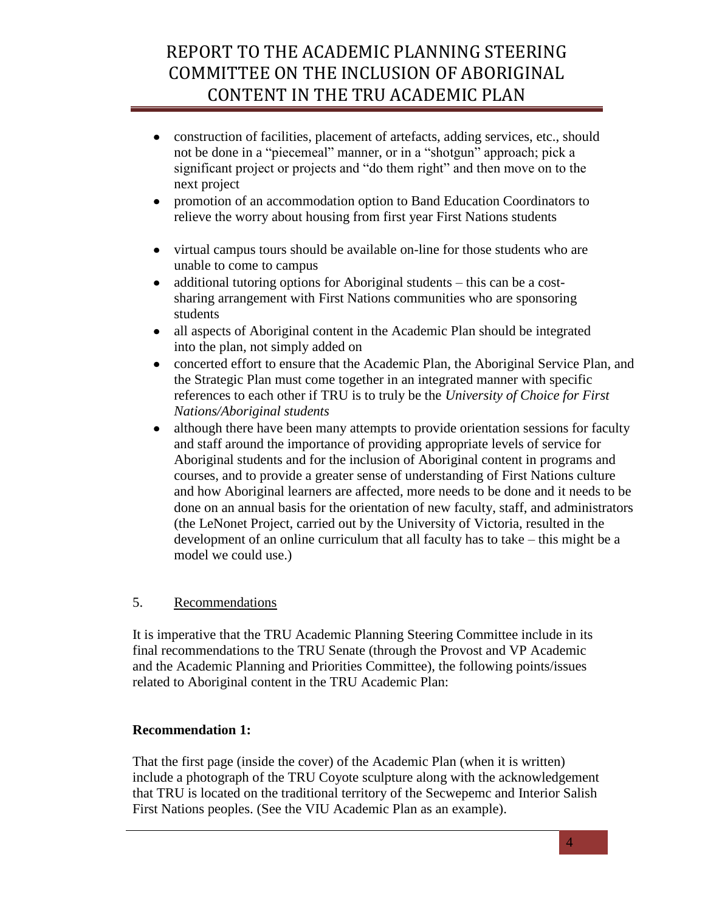- construction of facilities, placement of artefacts, adding services, etc., should not be done in a "piecemeal" manner, or in a "shotgun" approach; pick a significant project or projects and "do them right" and then move on to the next project
- promotion of an accommodation option to Band Education Coordinators to relieve the worry about housing from first year First Nations students
- virtual campus tours should be available on-line for those students who are unable to come to campus
- additional tutoring options for Aboriginal students – this can be a cost-sharing arrangement with First Nations communities who are sponsoring students
- all aspects of Aboriginal content in the Academic Plan should be integrated into the plan, not simply added on
- concerted effort to ensure that the Academic Plan, the Aboriginal Service Plan, and the Strategic Plan must come together in an integrated manner with specific references to each other if TRU is to truly be the *University of Choice for First Nations/Aboriginal students*
- although there have been many attempts to provide orientation sessions for faculty and staff around the importance of providing appropriate levels of service for Aboriginal students and for the inclusion of Aboriginal content in programs and courses, and to provide a greater sense of understanding of First Nations culture and how Aboriginal learners are affected, more needs to be done and it needs to be done on an annual basis for the orientation of new faculty, staff, and administrators (the LeNonet Project, carried out by the University of Victoria, resulted in the development of an online curriculum that all faculty has to take – this might be a model we could use.)

## 5. <u>Recommendations</u>

It is imperative that the TRU Academic Planning Steering Committee include in its final recommendations to the TRU Senate (through the Provost and VP Academic and the Academic Planning and Priorities Committee), the following points/issues related to Aboriginal content in the TRU Academic Plan:

**Recommendation 1:**

That the first page (inside the cover) of the Academic Plan (when it is written) include a photograph of the TRU Coyote sculpture along with the acknowledgement that TRU is located on the traditional territory of the Secwepemc and Interior Salish First Nations peoples. (See the VIU Academic Plan as an example).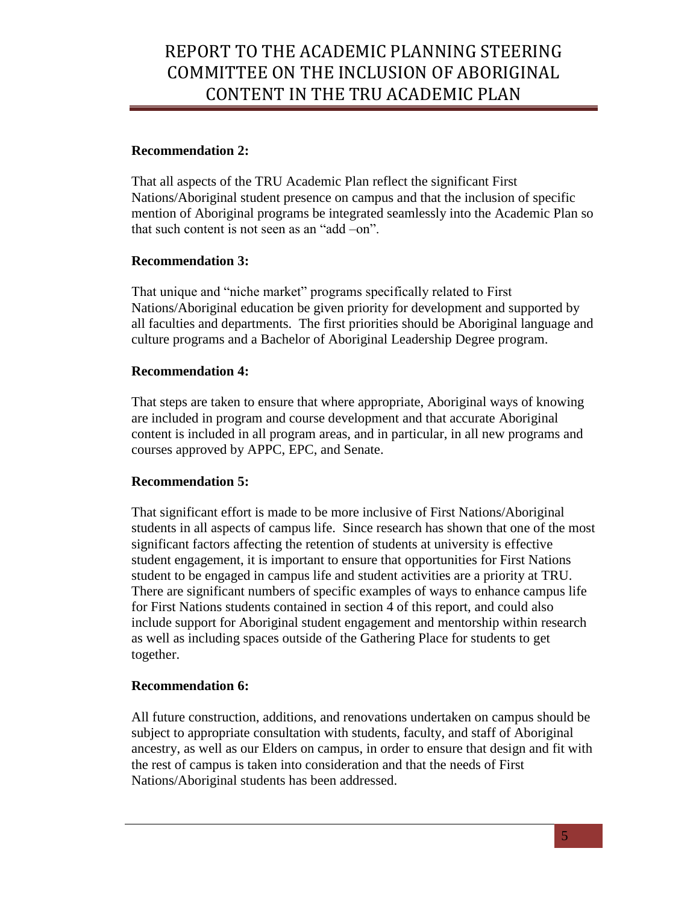**Recommendation 2:**

That all aspects of the TRU Academic Plan reflect the significant First Nations/Aboriginal student presence on campus and that the inclusion of specific mention of Aboriginal programs be integrated seamlessly into the Academic Plan so that such content is not seen as an "add –on".

**Recommendation 3:**

That unique and "niche market" programs specifically related to First Nations/Aboriginal education be given priority for development and supported by all faculties and departments. The first priorities should be Aboriginal language and culture programs and a Bachelor of Aboriginal Leadership Degree program.

**Recommendation 4:**

That steps are taken to ensure that where appropriate, Aboriginal ways of knowing are included in program and course development and that accurate Aboriginal content is included in all program areas, and in particular, in all new programs and courses approved by APPC, EPC, and Senate.

**Recommendation 5:**

That significant effort is made to be more inclusive of First Nations/Aboriginal students in all aspects of campus life. Since research has shown that one of the most significant factors affecting the retention of students at university is effective student engagement, it is important to ensure that opportunities for First Nations student to be engaged in campus life and student activities are a priority at TRU. There are significant numbers of specific examples of ways to enhance campus life for First Nations students contained in section 4 of this report, and could also include support for Aboriginal student engagement and mentorship within research as well as including spaces outside of the Gathering Place for students to get together.

**Recommendation 6:**

All future construction, additions, and renovations undertaken on campus should be subject to appropriate consultation with students, faculty, and staff of Aboriginal ancestry, as well as our Elders on campus, in order to ensure that design and fit with the rest of campus is taken into consideration and that the needs of First Nations/Aboriginal students has been addressed.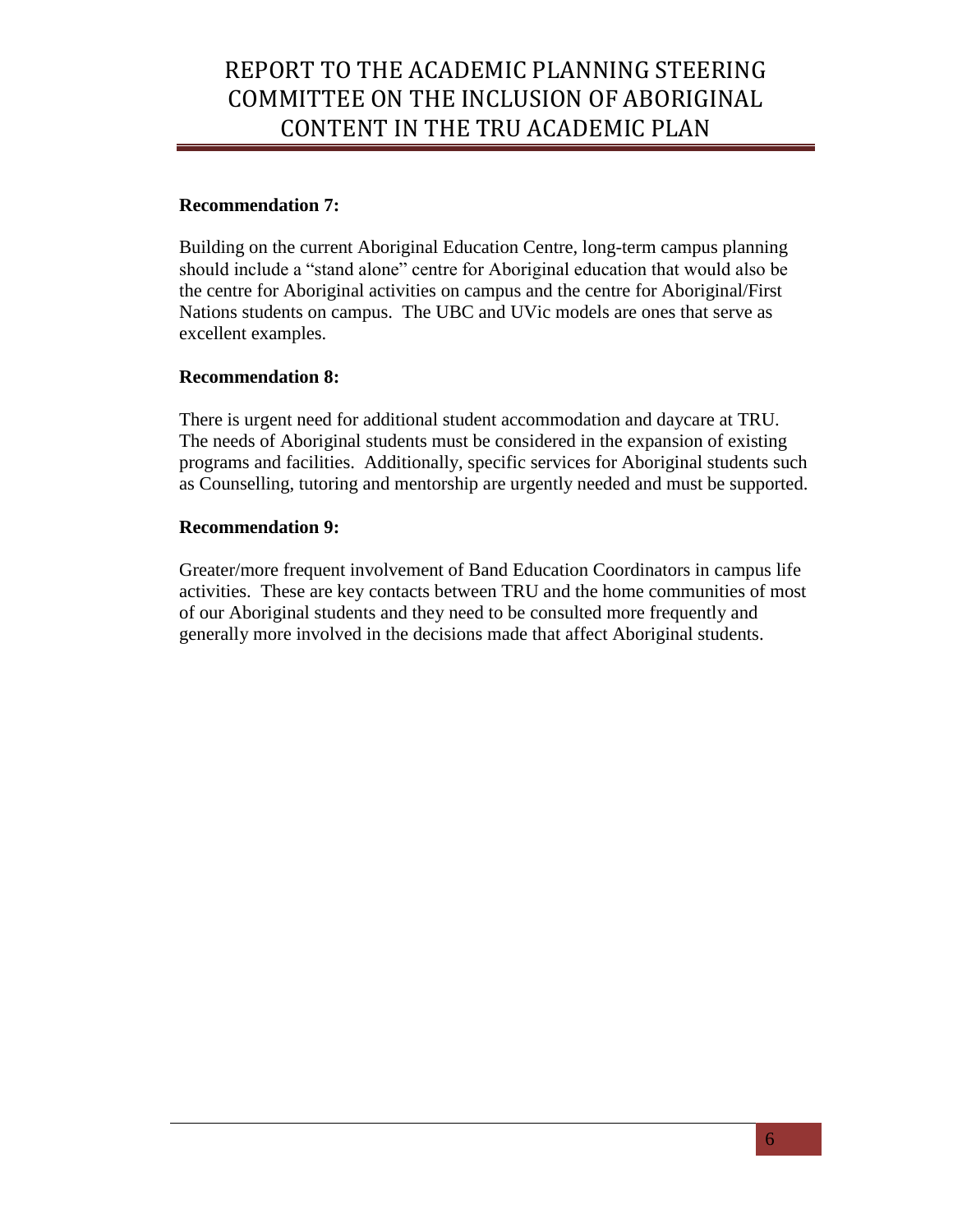**Recommendation 7:**

Building on the current Aboriginal Education Centre, long-term campus planning should include a "stand alone" centre for Aboriginal education that would also be the centre for Aboriginal activities on campus and the centre for Aboriginal/First Nations students on campus. The UBC and UVic models are ones that serve as excellent examples.

**Recommendation 8:**

There is urgent need for additional student accommodation and daycare at TRU. The needs of Aboriginal students must be considered in the expansion of existing programs and facilities. Additionally, specific services for Aboriginal students such as Counselling, tutoring and mentorship are urgently needed and must be supported.

**Recommendation 9:**

Greater/more frequent involvement of Band Education Coordinators in campus life activities. These are key contacts between TRU and the home communities of most of our Aboriginal students and they need to be consulted more frequently and generally more involved in the decisions made that affect Aboriginal students.